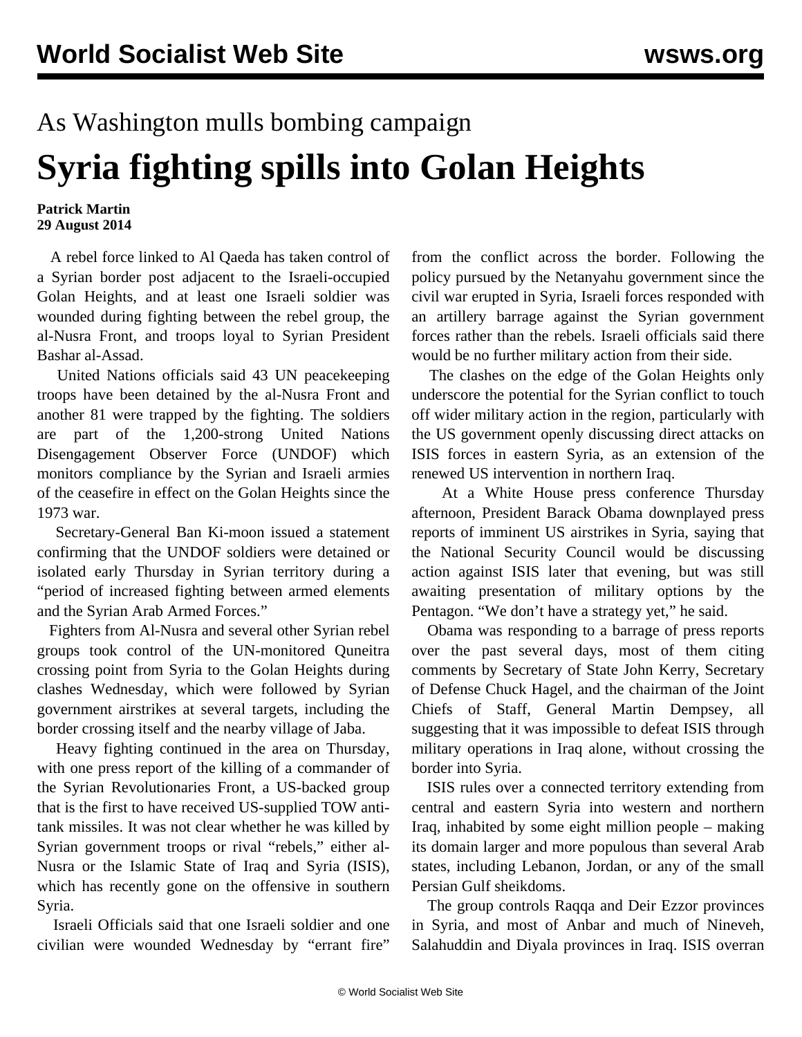## As Washington mulls bombing campaign

# Syria fighting spills into Golan Heights

**Patrick Martin**
**29 August 2014**

A rebel force linked to Al Qaeda has taken control of a Syrian border post adjacent to the Israeli-occupied Golan Heights, and at least one Israeli soldier was wounded during fighting between the rebel group, the al-Nusra Front, and troops loyal to Syrian President Bashar al-Assad.

United Nations officials said 43 UN peacekeeping troops have been detained by the al-Nusra Front and another 81 were trapped by the fighting. The soldiers are part of the 1,200-strong United Nations Disengagement Observer Force (UNDOF) which monitors compliance by the Syrian and Israeli armies of the ceasefire in effect on the Golan Heights since the 1973 war.

Secretary-General Ban Ki-moon issued a statement confirming that the UNDOF soldiers were detained or isolated early Thursday in Syrian territory during a "period of increased fighting between armed elements and the Syrian Arab Armed Forces."

Fighters from Al-Nusra and several other Syrian rebel groups took control of the UN-monitored Quneitra crossing point from Syria to the Golan Heights during clashes Wednesday, which were followed by Syrian government airstrikes at several targets, including the border crossing itself and the nearby village of Jaba.

Heavy fighting continued in the area on Thursday, with one press report of the killing of a commander of the Syrian Revolutionaries Front, a US-backed group that is the first to have received US-supplied TOW anti-tank missiles. It was not clear whether he was killed by Syrian government troops or rival "rebels," either al-Nusra or the Islamic State of Iraq and Syria (ISIS), which has recently gone on the offensive in southern Syria.

Israeli Officials said that one Israeli soldier and one civilian were wounded Wednesday by "errant fire" from the conflict across the border. Following the policy pursued by the Netanyahu government since the civil war erupted in Syria, Israeli forces responded with an artillery barrage against the Syrian government forces rather than the rebels. Israeli officials said there would be no further military action from their side.

The clashes on the edge of the Golan Heights only underscore the potential for the Syrian conflict to touch off wider military action in the region, particularly with the US government openly discussing direct attacks on ISIS forces in eastern Syria, as an extension of the renewed US intervention in northern Iraq.

At a White House press conference Thursday afternoon, President Barack Obama downplayed press reports of imminent US airstrikes in Syria, saying that the National Security Council would be discussing action against ISIS later that evening, but was still awaiting presentation of military options by the Pentagon. "We don't have a strategy yet," he said.

Obama was responding to a barrage of press reports over the past several days, most of them citing comments by Secretary of State John Kerry, Secretary of Defense Chuck Hagel, and the chairman of the Joint Chiefs of Staff, General Martin Dempsey, all suggesting that it was impossible to defeat ISIS through military operations in Iraq alone, without crossing the border into Syria.

ISIS rules over a connected territory extending from central and eastern Syria into western and northern Iraq, inhabited by some eight million people – making its domain larger and more populous than several Arab states, including Lebanon, Jordan, or any of the small Persian Gulf sheikdoms.

The group controls Raqqa and Deir Ezzor provinces in Syria, and most of Anbar and much of Nineveh, Salahuddin and Diyala provinces in Iraq. ISIS overran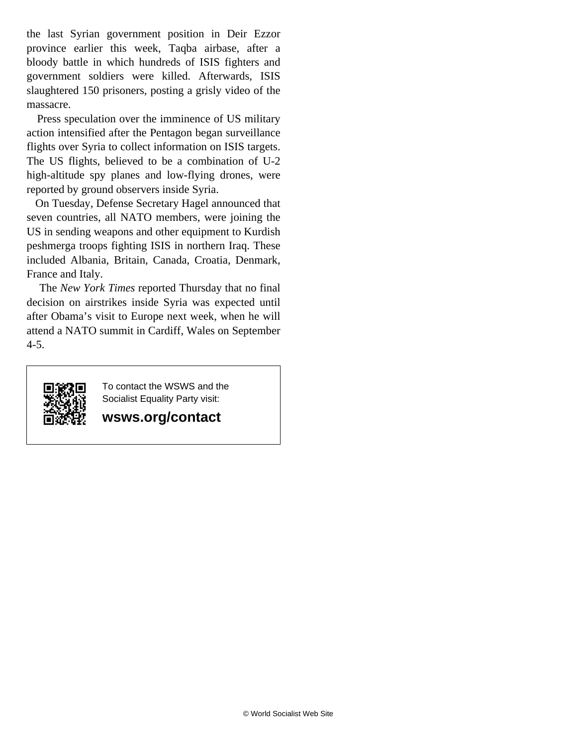the last Syrian government position in Deir Ezzor province earlier this week, Taqba airbase, after a bloody battle in which hundreds of ISIS fighters and government soldiers were killed. Afterwards, ISIS slaughtered 150 prisoners, posting a grisly video of the massacre.

Press speculation over the imminence of US military action intensified after the Pentagon began surveillance flights over Syria to collect information on ISIS targets. The US flights, believed to be a combination of U-2 high-altitude spy planes and low-flying drones, were reported by ground observers inside Syria.

On Tuesday, Defense Secretary Hagel announced that seven countries, all NATO members, were joining the US in sending weapons and other equipment to Kurdish peshmerga troops fighting ISIS in northern Iraq. These included Albania, Britain, Canada, Croatia, Denmark, France and Italy.

The *New York Times* reported Thursday that no final decision on airstrikes inside Syria was expected until after Obama's visit to Europe next week, when he will attend a NATO summit in Cardiff, Wales on September 4-5.

To contact the WSWS and the Socialist Equality Party visit:

**wsws.org/contact**